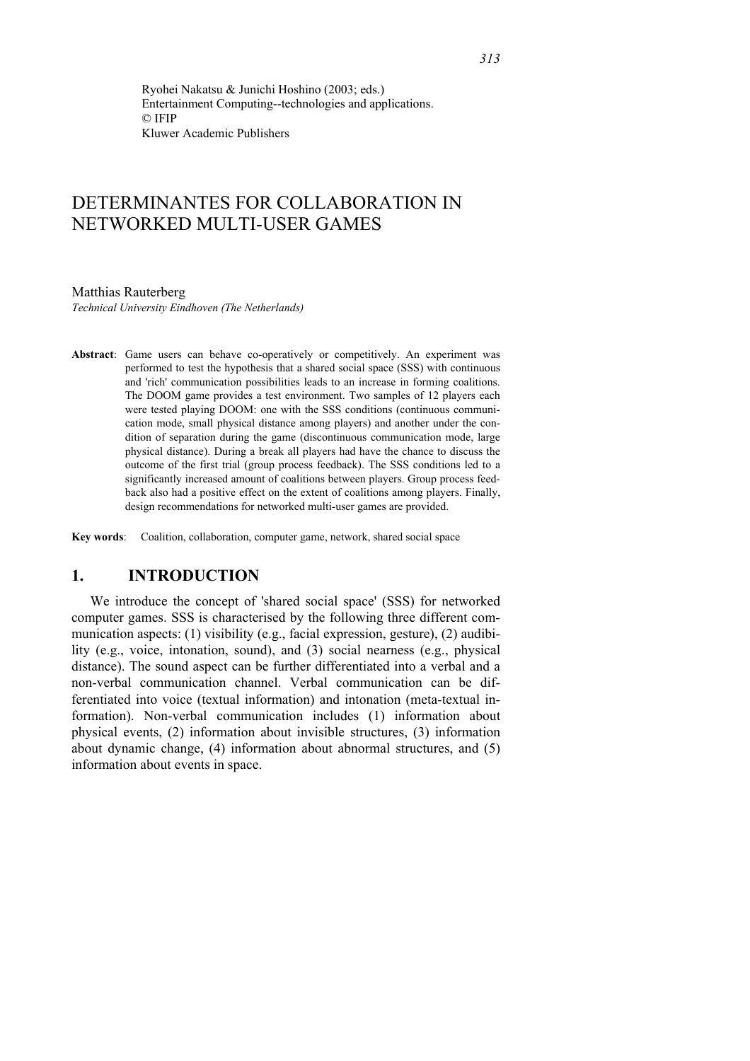Ryohei Nakatsu & Junichi Hoshino (2003; eds.)
Entertainment Computing--technologies and applications.
© IFIP
Kluwer Academic Publishers

# DETERMINANTES FOR COLLABORATION IN NETWORKED MULTI-USER GAMES

Matthias Rauterberg
*Technical University Eindhoven (The Netherlands)*

**Abstract**: Game users can behave co-operatively or competitively. An experiment was performed to test the hypothesis that a shared social space (SSS) with continuous and 'rich' communication possibilities leads to an increase in forming coalitions. The DOOM game provides a test environment. Two samples of 12 players each were tested playing DOOM: one with the SSS conditions (continuous communication mode, small physical distance among players) and another under the condition of separation during the game (discontinuous communication mode, large physical distance). During a break all players had have the chance to discuss the outcome of the first trial (group process feedback). The SSS conditions led to a significantly increased amount of coalitions between players. Group process feedback also had a positive effect on the extent of coalitions among players. Finally, design recommendations for networked multi-user games are provided.

**Key words**: Coalition, collaboration, computer game, network, shared social space

## 1. INTRODUCTION

We introduce the concept of 'shared social space' (SSS) for networked computer games. SSS is characterised by the following three different communication aspects: (1) visibility (e.g., facial expression, gesture), (2) audibility (e.g., voice, intonation, sound), and (3) social nearness (e.g., physical distance). The sound aspect can be further differentiated into a verbal and a non-verbal communication channel. Verbal communication can be differentiated into voice (textual information) and intonation (meta-textual information). Non-verbal communication includes (1) information about physical events, (2) information about invisible structures, (3) information about dynamic change, (4) information about abnormal structures, and (5) information about events in space.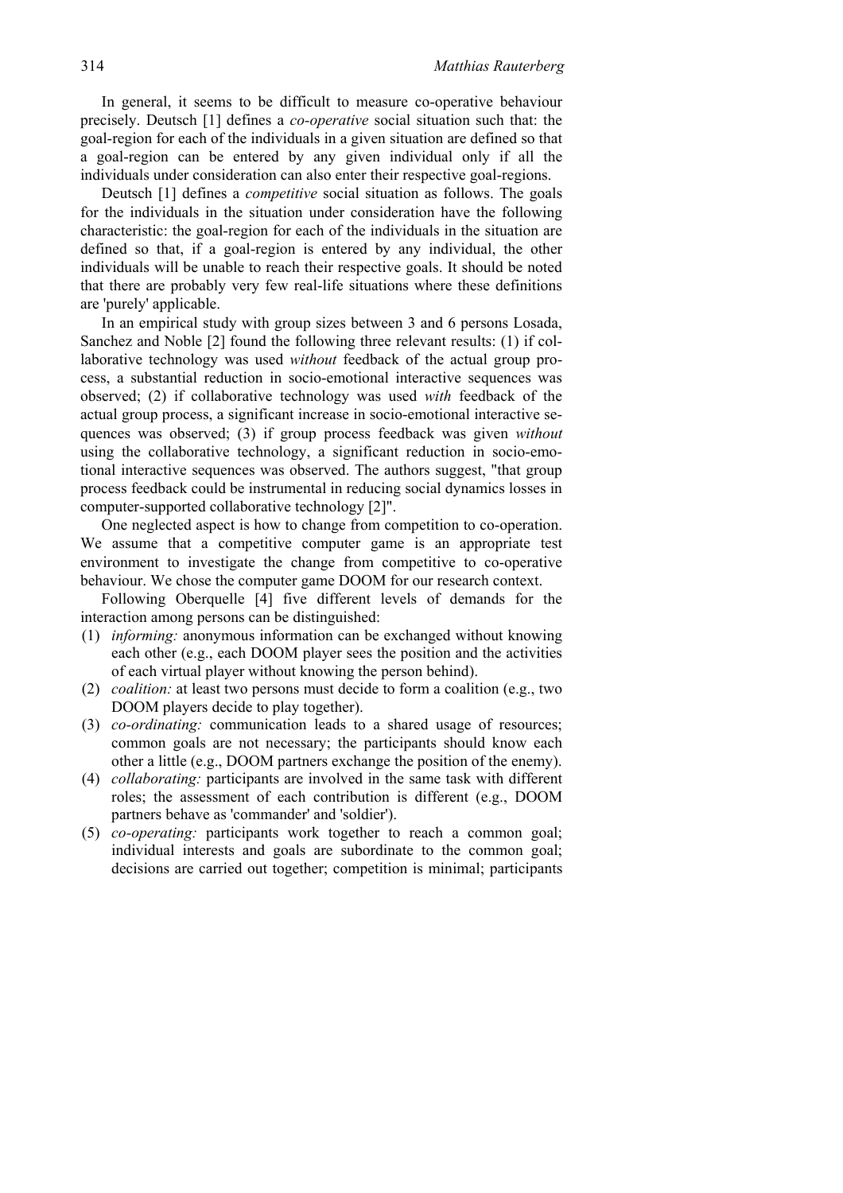In general, it seems to be difficult to measure co-operative behaviour precisely. Deutsch [1] defines a *co-operative* social situation such that: the goal-region for each of the individuals in a given situation are defined so that a goal-region can be entered by any given individual only if all the individuals under consideration can also enter their respective goal-regions.

Deutsch [1] defines a *competitive* social situation as follows. The goals for the individuals in the situation under consideration have the following characteristic: the goal-region for each of the individuals in the situation are defined so that, if a goal-region is entered by any individual, the other individuals will be unable to reach their respective goals. It should be noted that there are probably very few real-life situations where these definitions are 'purely' applicable.

In an empirical study with group sizes between 3 and 6 persons Losada, Sanchez and Noble [2] found the following three relevant results: (1) if collaborative technology was used *without* feedback of the actual group process, a substantial reduction in socio-emotional interactive sequences was observed; (2) if collaborative technology was used *with* feedback of the actual group process, a significant increase in socio-emotional interactive sequences was observed; (3) if group process feedback was given *without* using the collaborative technology, a significant reduction in socio-emotional interactive sequences was observed. The authors suggest, "that group process feedback could be instrumental in reducing social dynamics losses in computer-supported collaborative technology [2]".

One neglected aspect is how to change from competition to co-operation. We assume that a competitive computer game is an appropriate test environment to investigate the change from competitive to co-operative behaviour. We chose the computer game DOOM for our research context.

Following Oberquelle [4] five different levels of demands for the interaction among persons can be distinguished:

(1) *informing:* anonymous information can be exchanged without knowing each other (e.g., each DOOM player sees the position and the activities of each virtual player without knowing the person behind).
(2) *coalition:* at least two persons must decide to form a coalition (e.g., two DOOM players decide to play together).
(3) *co-ordinating:* communication leads to a shared usage of resources; common goals are not necessary; the participants should know each other a little (e.g., DOOM partners exchange the position of the enemy).
(4) *collaborating:* participants are involved in the same task with different roles; the assessment of each contribution is different (e.g., DOOM partners behave as 'commander' and 'soldier').
(5) *co-operating:* participants work together to reach a common goal; individual interests and goals are subordinate to the common goal; decisions are carried out together; competition is minimal; participants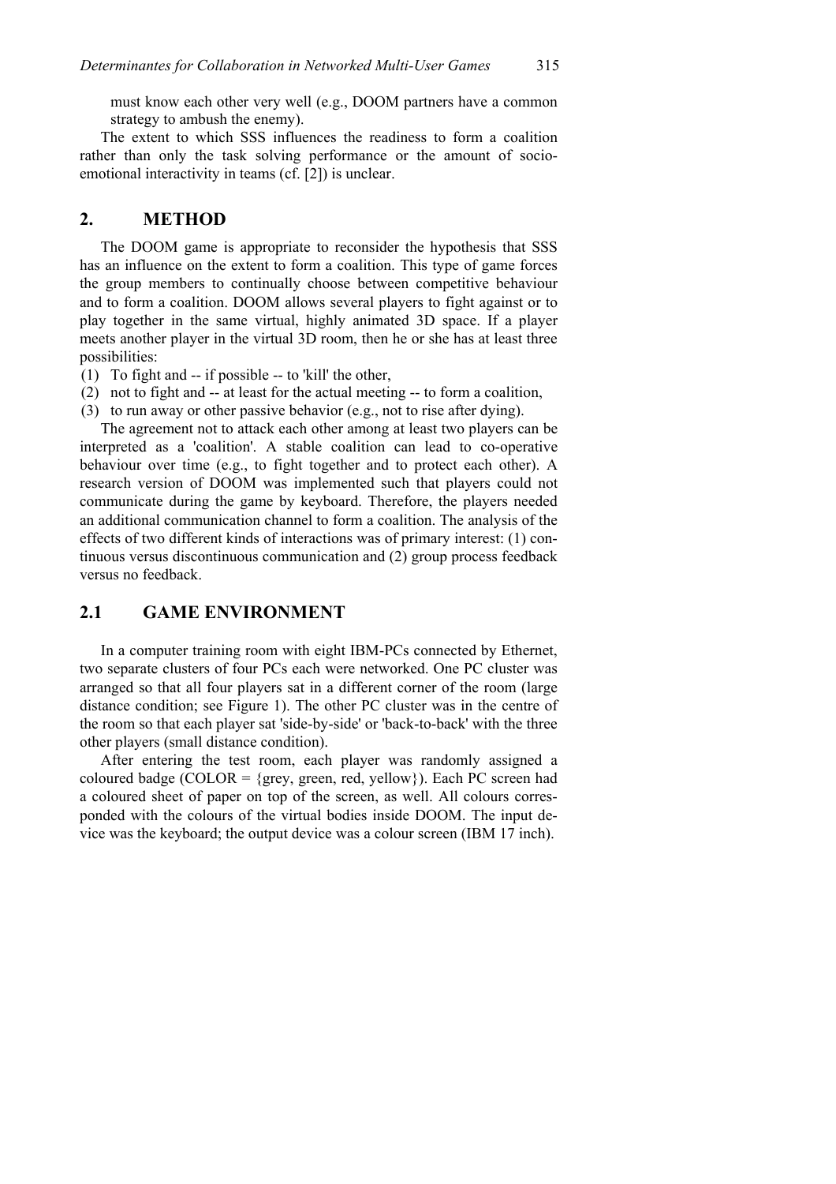must know each other very well (e.g., DOOM partners have a common strategy to ambush the enemy).

The extent to which SSS influences the readiness to form a coalition rather than only the task solving performance or the amount of socio-emotional interactivity in teams (cf. [2]) is unclear.

## 2. METHOD

The DOOM game is appropriate to reconsider the hypothesis that SSS has an influence on the extent to form a coalition. This type of game forces the group members to continually choose between competitive behaviour and to form a coalition. DOOM allows several players to fight against or to play together in the same virtual, highly animated 3D space. If a player meets another player in the virtual 3D room, then he or she has at least three possibilities:

(1) To fight and -- if possible -- to 'kill' the other,
(2) not to fight and -- at least for the actual meeting -- to form a coalition,
(3) to run away or other passive behavior (e.g., not to rise after dying).

The agreement not to attack each other among at least two players can be interpreted as a 'coalition'. A stable coalition can lead to co-operative behaviour over time (e.g., to fight together and to protect each other). A research version of DOOM was implemented such that players could not communicate during the game by keyboard. Therefore, the players needed an additional communication channel to form a coalition. The analysis of the effects of two different kinds of interactions was of primary interest: (1) continuous versus discontinuous communication and (2) group process feedback versus no feedback.

## 2.1 GAME ENVIRONMENT

In a computer training room with eight IBM-PCs connected by Ethernet, two separate clusters of four PCs each were networked. One PC cluster was arranged so that all four players sat in a different corner of the room (large distance condition; see Figure 1). The other PC cluster was in the centre of the room so that each player sat 'side-by-side' or 'back-to-back' with the three other players (small distance condition).

After entering the test room, each player was randomly assigned a coloured badge (COLOR = {grey, green, red, yellow}). Each PC screen had a coloured sheet of paper on top of the screen, as well. All colours corresponded with the colours of the virtual bodies inside DOOM. The input device was the keyboard; the output device was a colour screen (IBM 17 inch).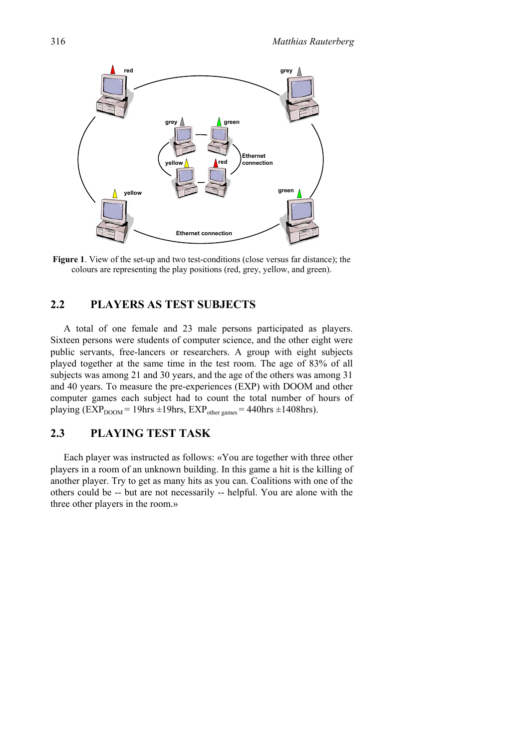**Figure 1**. View of the set-up and two test-conditions (close versus far distance); the colours are representing the play positions (red, grey, yellow, and green).

## 2.2 PLAYERS AS TEST SUBJECTS

A total of one female and 23 male persons participated as players. Sixteen persons were students of computer science, and the other eight were public servants, free-lancers or researchers. A group with eight subjects played together at the same time in the test room. The age of 83% of all subjects was among 21 and 30 years, and the age of the others was among 31 and 40 years. To measure the pre-experiences (EXP) with DOOM and other computer games each subject had to count the total number of hours of playing ($EXP_{DOOM}$ = 19hrs ±19hrs, $EXP_{other\ games}$ = 440hrs ±1408hrs).

## 2.3 PLAYING TEST TASK

Each player was instructed as follows: «You are together with three other players in a room of an unknown building. In this game a hit is the killing of another player. Try to get as many hits as you can. Coalitions with one of the others could be -- but are not necessarily -- helpful. You are alone with the three other players in the room.»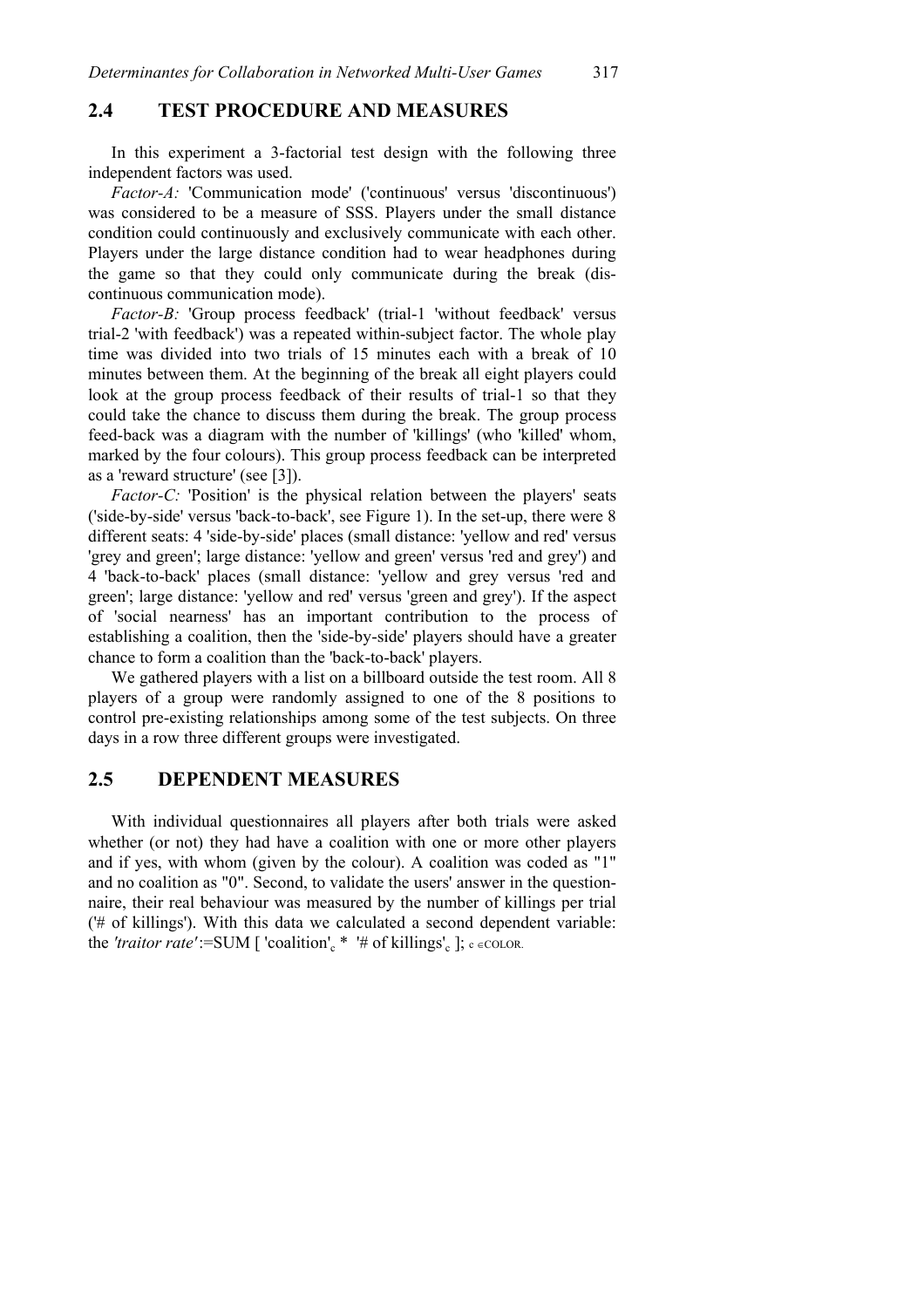## 2.4 TEST PROCEDURE AND MEASURES

In this experiment a 3-factorial test design with the following three independent factors was used.

*Factor-A:* 'Communication mode' ('continuous' versus 'discontinuous') was considered to be a measure of SSS. Players under the small distance condition could continuously and exclusively communicate with each other. Players under the large distance condition had to wear headphones during the game so that they could only communicate during the break (discontinuous communication mode).

*Factor-B:* 'Group process feedback' (trial-1 'without feedback' versus trial-2 'with feedback') was a repeated within-subject factor. The whole play time was divided into two trials of 15 minutes each with a break of 10 minutes between them. At the beginning of the break all eight players could look at the group process feedback of their results of trial-1 so that they could take the chance to discuss them during the break. The group process feed-back was a diagram with the number of 'killings' (who 'killed' whom, marked by the four colours). This group process feedback can be interpreted as a 'reward structure' (see [3]).

*Factor-C:* 'Position' is the physical relation between the players' seats ('side-by-side' versus 'back-to-back', see Figure 1). In the set-up, there were 8 different seats: 4 'side-by-side' places (small distance: 'yellow and red' versus 'grey and green'; large distance: 'yellow and green' versus 'red and grey') and 4 'back-to-back' places (small distance: 'yellow and grey versus 'red and green'; large distance: 'yellow and red' versus 'green and grey'). If the aspect of 'social nearness' has an important contribution to the process of establishing a coalition, then the 'side-by-side' players should have a greater chance to form a coalition than the 'back-to-back' players.

We gathered players with a list on a billboard outside the test room. All 8 players of a group were randomly assigned to one of the 8 positions to control pre-existing relationships among some of the test subjects. On three days in a row three different groups were investigated.

## 2.5 DEPENDENT MEASURES

With individual questionnaires all players after both trials were asked whether (or not) they had have a coalition with one or more other players and if yes, with whom (given by the colour). A coalition was coded as "1" and no coalition as "0". Second, to validate the users' answer in the questionnaire, their real behaviour was measured by the number of killings per trial ('# of killings'). With this data we calculated a second dependent variable: the *'traitor rate'* := SUM [ 'coalition'$_c$ * '# of killings'$_c$ ]; $_{c \in \text{COLOR}}$.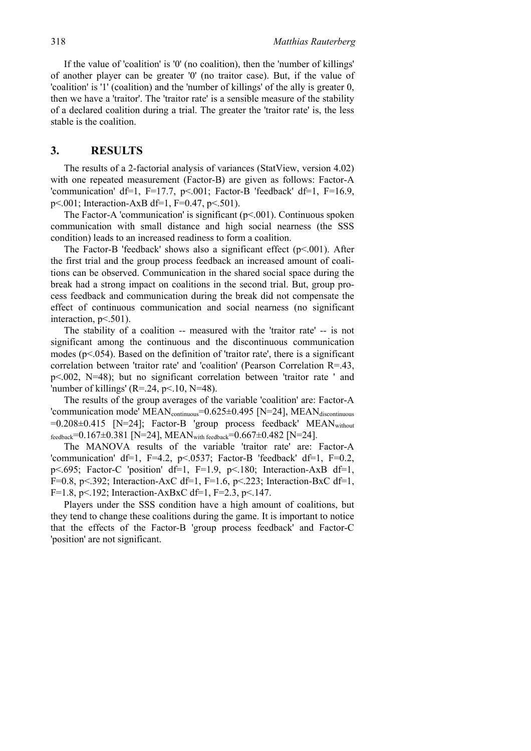If the value of 'coalition' is '0' (no coalition), then the 'number of killings' of another player can be greater '0' (no traitor case). But, if the value of 'coalition' is '1' (coalition) and the 'number of killings' of the ally is greater 0, then we have a 'traitor'. The 'traitor rate' is a sensible measure of the stability of a declared coalition during a trial. The greater the 'traitor rate' is, the less stable is the coalition.

## 3. RESULTS

The results of a 2-factorial analysis of variances (StatView, version 4.02) with one repeated measurement (Factor-B) are given as follows: Factor-A 'communication' df=1, F=17.7, $p<.001$; Factor-B 'feedback' df=1, F=16.9, $p<.001$; Interaction-AxB df=1, F=0.47, $p<.501$).

The Factor-A 'communication' is significant ($p<.001$). Continuous spoken communication with small distance and high social nearness (the SSS condition) leads to an increased readiness to form a coalition.

The Factor-B 'feedback' shows also a significant effect ($p<.001$). After the first trial and the group process feedback an increased amount of coalitions can be observed. Communication in the shared social space during the break had a strong impact on coalitions in the second trial. But, group process feedback and communication during the break did not compensate the effect of continuous communication and social nearness (no significant interaction, $p<.501$).

The stability of a coalition -- measured with the 'traitor rate' -- is not significant among the continuous and the discontinuous communication modes ($p<.054$). Based on the definition of 'traitor rate', there is a significant correlation between 'traitor rate' and 'coalition' (Pearson Correlation R=.43, $p<.002$, N=48); but no significant correlation between 'traitor rate ' and 'number of killings' (R=.24, $p<.10$, N=48).

The results of the group averages of the variable 'coalition' are: Factor-A 'communication mode' $MEAN_{continuous}=0.625\pm0.495$ [N=24], $MEAN_{discontinuous}=0.208\pm0.415$ [N=24]; Factor-B 'group process feedback' $MEAN_{without\ feedback}=0.167\pm0.381$ [N=24], $MEAN_{with\ feedback}=0.667\pm0.482$ [N=24].

The MANOVA results of the variable 'traitor rate' are: Factor-A 'communication' df=1, F=4.2, $p<.0537$; Factor-B 'feedback' df=1, F=0.2, $p<.695$; Factor-C 'position' df=1, F=1.9, $p<.180$; Interaction-AxB df=1, F=0.8, $p<.392$; Interaction-AxC df=1, F=1.6, $p<.223$; Interaction-BxC df=1, F=1.8, $p<.192$; Interaction-AxBxC df=1, F=2.3, $p<.147$.

Players under the SSS condition have a high amount of coalitions, but they tend to change these coalitions during the game. It is important to notice that the effects of the Factor-B 'group process feedback' and Factor-C 'position' are not significant.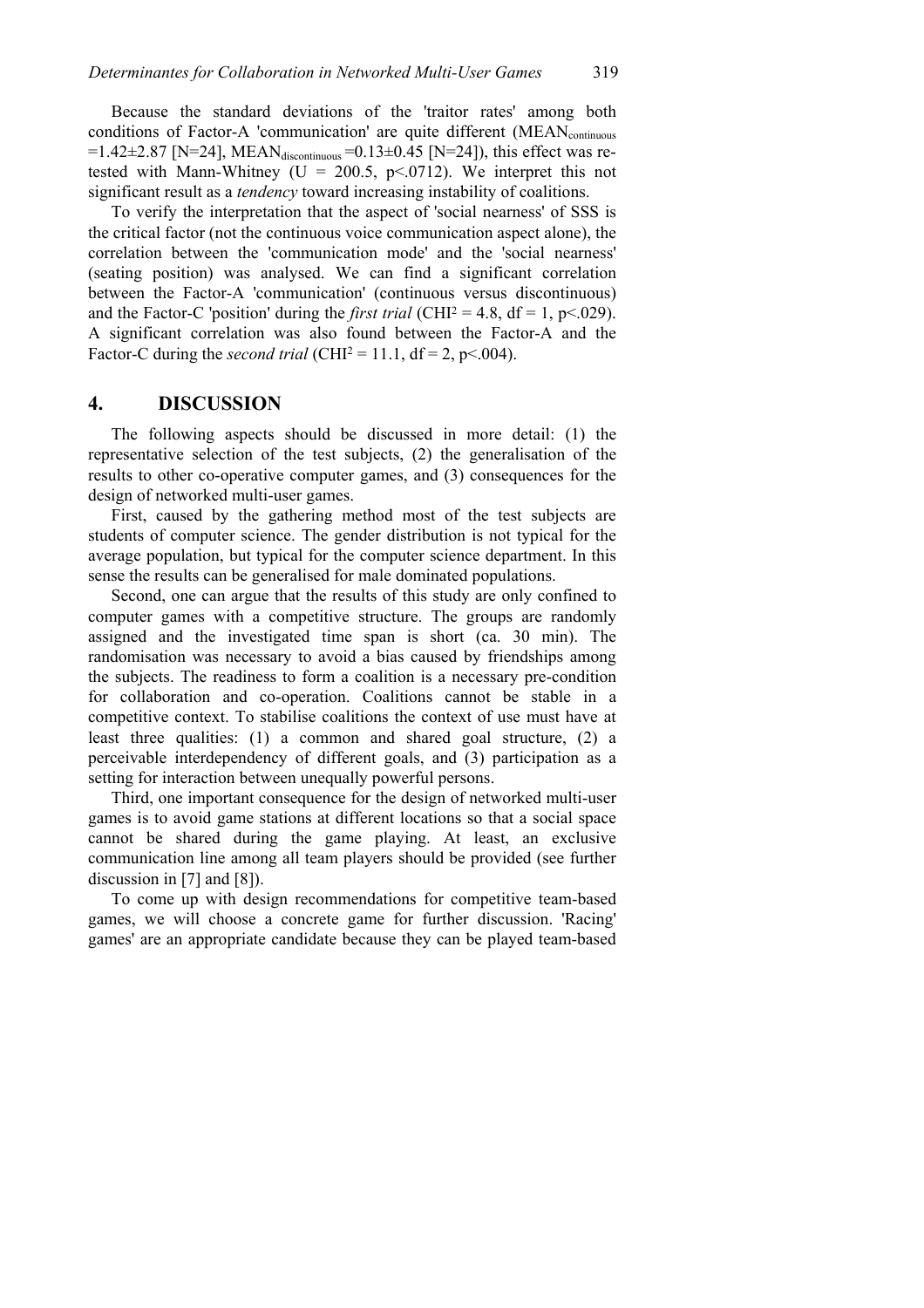Because the standard deviations of the 'traitor rates' among both conditions of Factor-A 'communication' are quite different ($MEAN_{continuous} = 1.42 \pm 2.87$ [N=24], $MEAN_{discontinuous} = 0.13 \pm 0.45$ [N=24]), this effect was re-tested with Mann-Whitney ($U = 200.5$, $p < .0712$). We interpret this not significant result as a *tendency* toward increasing instability of coalitions.

To verify the interpretation that the aspect of 'social nearness' of SSS is the critical factor (not the continuous voice communication aspect alone), the correlation between the 'communication mode' and the 'social nearness' (seating position) was analysed. We can find a significant correlation between the Factor-A 'communication' (continuous versus discontinuous) and the Factor-C 'position' during the *first trial* ($CHI^2 = 4.8$, $df = 1$, $p < .029$). A significant correlation was also found between the Factor-A and the Factor-C during the *second trial* ($CHI^2 = 11.1$, $df = 2$, $p < .004$).

# 4. DISCUSSION

The following aspects should be discussed in more detail: (1) the representative selection of the test subjects, (2) the generalisation of the results to other co-operative computer games, and (3) consequences for the design of networked multi-user games.

First, caused by the gathering method most of the test subjects are students of computer science. The gender distribution is not typical for the average population, but typical for the computer science department. In this sense the results can be generalised for male dominated populations.

Second, one can argue that the results of this study are only confined to computer games with a competitive structure. The groups are randomly assigned and the investigated time span is short (ca. 30 min). The randomisation was necessary to avoid a bias caused by friendships among the subjects. The readiness to form a coalition is a necessary pre-condition for collaboration and co-operation. Coalitions cannot be stable in a competitive context. To stabilise coalitions the context of use must have at least three qualities: (1) a common and shared goal structure, (2) a perceivable interdependency of different goals, and (3) participation as a setting for interaction between unequally powerful persons.

Third, one important consequence for the design of networked multi-user games is to avoid game stations at different locations so that a social space cannot be shared during the game playing. At least, an exclusive communication line among all team players should be provided (see further discussion in [7] and [8]).

To come up with design recommendations for competitive team-based games, we will choose a concrete game for further discussion. 'Racing' games' are an appropriate candidate because they can be played team-based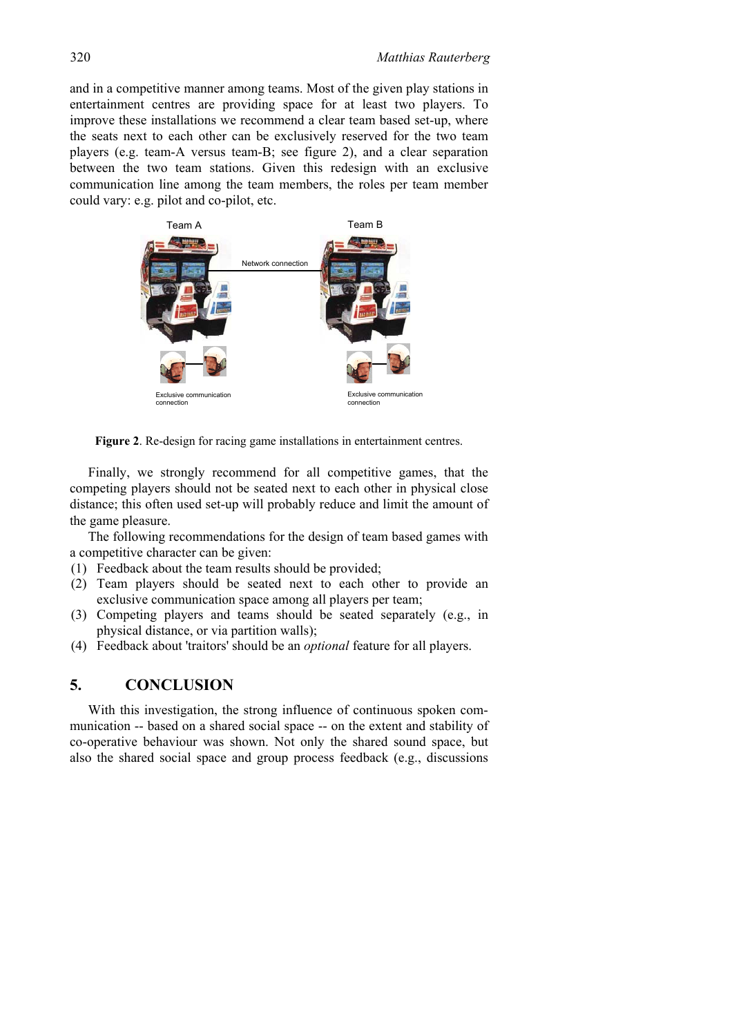and in a competitive manner among teams. Most of the given play stations in entertainment centres are providing space for at least two players. To improve these installations we recommend a clear team based set-up, where the seats next to each other can be exclusively reserved for the two team players (e.g. team-A versus team-B; see figure 2), and a clear separation between the two team stations. Given this redesign with an exclusive communication line among the team members, the roles per team member could vary: e.g. pilot and co-pilot, etc.

**Figure 2**. Re-design for racing game installations in entertainment centres.

Finally, we strongly recommend for all competitive games, that the competing players should not be seated next to each other in physical close distance; this often used set-up will probably reduce and limit the amount of the game pleasure.

The following recommendations for the design of team based games with a competitive character can be given:

(1) Feedback about the team results should be provided;
(2) Team players should be seated next to each other to provide an exclusive communication space among all players per team;
(3) Competing players and teams should be seated separately (e.g., in physical distance, or via partition walls);
(4) Feedback about 'traitors' should be an *optional* feature for all players.

## 5. CONCLUSION

With this investigation, the strong influence of continuous spoken communication -- based on a shared social space -- on the extent and stability of co-operative behaviour was shown. Not only the shared sound space, but also the shared social space and group process feedback (e.g., discussions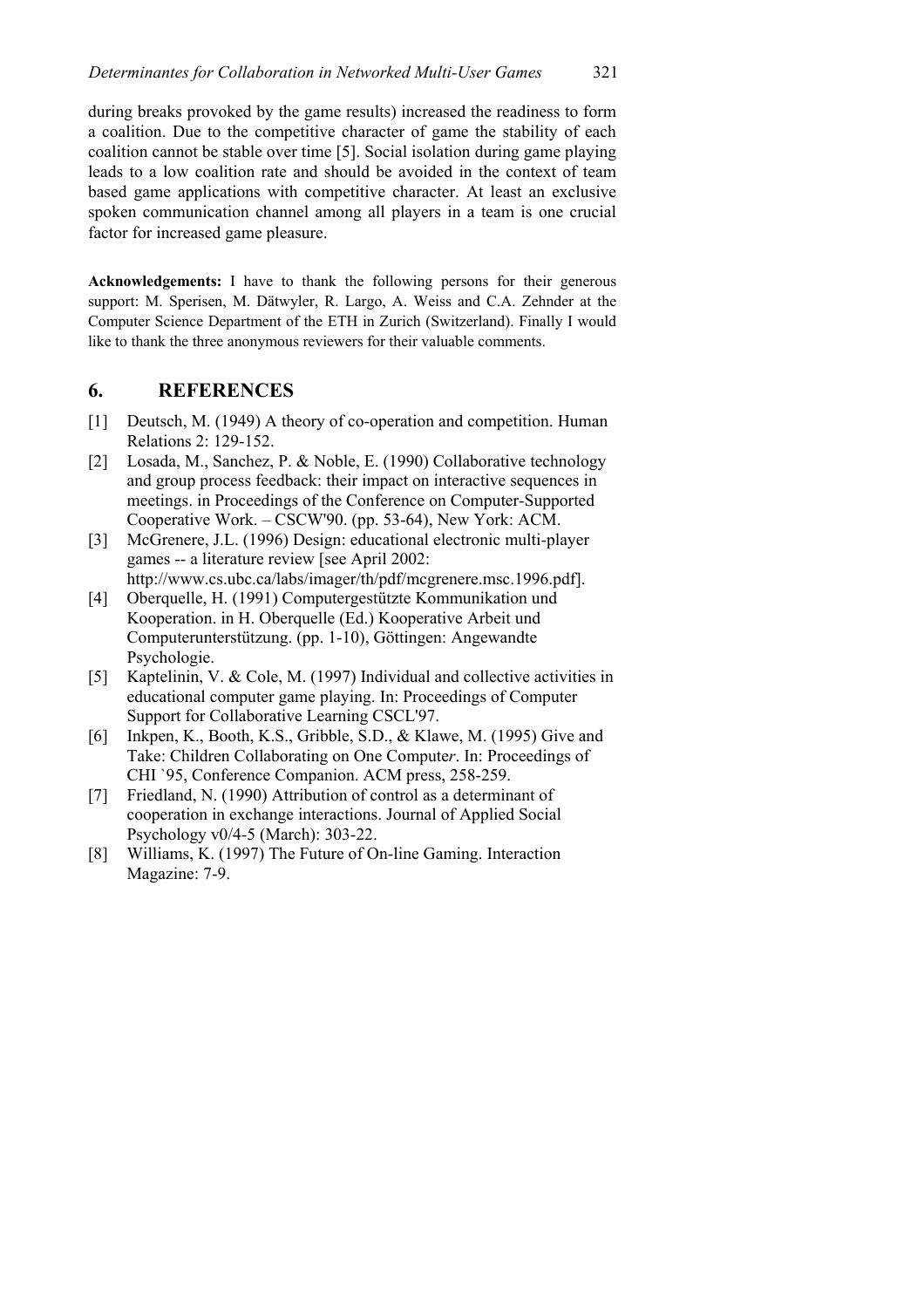during breaks provoked by the game results) increased the readiness to form a coalition. Due to the competitive character of game the stability of each coalition cannot be stable over time [5]. Social isolation during game playing leads to a low coalition rate and should be avoided in the context of team based game applications with competitive character. At least an exclusive spoken communication channel among all players in a team is one crucial factor for increased game pleasure.

**Acknowledgements:** I have to thank the following persons for their generous support: M. Sperisen, M. Dätwyler, R. Largo, A. Weiss and C.A. Zehnder at the Computer Science Department of the ETH in Zurich (Switzerland). Finally I would like to thank the three anonymous reviewers for their valuable comments.

## 6. REFERENCES

[1] Deutsch, M. (1949) A theory of co-operation and competition. Human Relations 2: 129-152.

[2] Losada, M., Sanchez, P. & Noble, E. (1990) Collaborative technology and group process feedback: their impact on interactive sequences in meetings. in Proceedings of the Conference on Computer-Supported Cooperative Work. – CSCW'90. (pp. 53-64), New York: ACM.

[3] McGrenere, J.L. (1996) Design: educational electronic multi-player games -- a literature review [see April 2002: http://www.cs.ubc.ca/labs/imager/th/pdf/mcgrenere.msc.1996.pdf].

[4] Oberquelle, H. (1991) Computergestützte Kommunikation und Kooperation. in H. Oberquelle (Ed.) Kooperative Arbeit und Computerunterstützung. (pp. 1-10), Göttingen: Angewandte Psychologie.

[5] Kaptelinin, V. & Cole, M. (1997) Individual and collective activities in educational computer game playing. In: Proceedings of Computer Support for Collaborative Learning CSCL'97.

[6] Inkpen, K., Booth, K.S., Gribble, S.D., & Klawe, M. (1995) Give and Take: Children Collaborating on One Compute*r*. In: Proceedings of CHI `95, Conference Companion. ACM press, 258-259.

[7] Friedland, N. (1990) Attribution of control as a determinant of cooperation in exchange interactions. Journal of Applied Social Psychology v0/4-5 (March): 303-22.

[8] Williams, K. (1997) The Future of On-line Gaming. Interaction Magazine: 7-9.